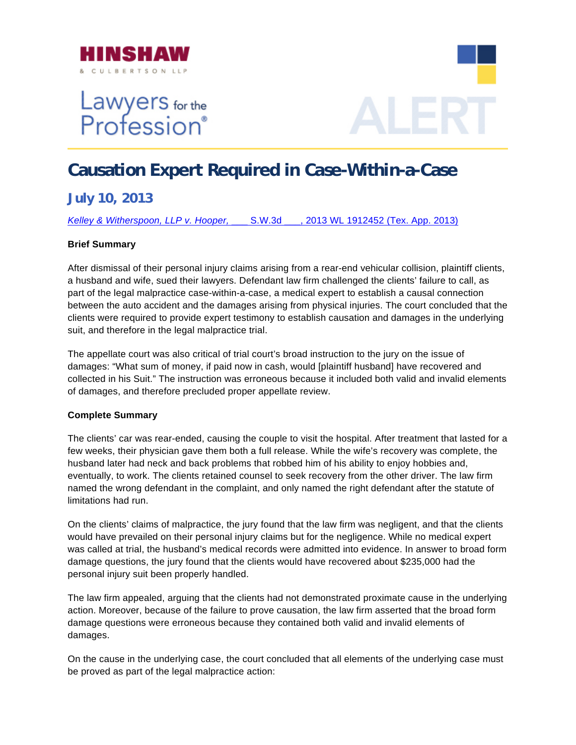HINSHAW & CULBERTSON LLP

Lawyers for the Profession®

ALERT

# Causation Expert Required in Case-Within-a-Case

## July 10, 2013

*Kelley & Witherspoon, LLP v. Hooper,* ___ S.W.3d ___, 2013 WL 1912452 (Tex. App. 2013)

**Brief Summary**

After dismissal of their personal injury claims arising from a rear-end vehicular collision, plaintiff clients, a husband and wife, sued their lawyers. Defendant law firm challenged the clients' failure to call, as part of the legal malpractice case-within-a-case, a medical expert to establish a causal connection between the auto accident and the damages arising from physical injuries. The court concluded that the clients were required to provide expert testimony to establish causation and damages in the underlying suit, and therefore in the legal malpractice trial.

The appellate court was also critical of trial court's broad instruction to the jury on the issue of damages: "What sum of money, if paid now in cash, would [plaintiff husband] have recovered and collected in his Suit." The instruction was erroneous because it included both valid and invalid elements of damages, and therefore precluded proper appellate review.

**Complete Summary**

The clients' car was rear-ended, causing the couple to visit the hospital. After treatment that lasted for a few weeks, their physician gave them both a full release. While the wife's recovery was complete, the husband later had neck and back problems that robbed him of his ability to enjoy hobbies and, eventually, to work. The clients retained counsel to seek recovery from the other driver. The law firm named the wrong defendant in the complaint, and only named the right defendant after the statute of limitations had run.

On the clients' claims of malpractice, the jury found that the law firm was negligent, and that the clients would have prevailed on their personal injury claims but for the negligence. While no medical expert was called at trial, the husband's medical records were admitted into evidence. In answer to broad form damage questions, the jury found that the clients would have recovered about $235,000 had the personal injury suit been properly handled.

The law firm appealed, arguing that the clients had not demonstrated proximate cause in the underlying action. Moreover, because of the failure to prove causation, the law firm asserted that the broad form damage questions were erroneous because they contained both valid and invalid elements of damages.

On the cause in the underlying case, the court concluded that all elements of the underlying case must be proved as part of the legal malpractice action: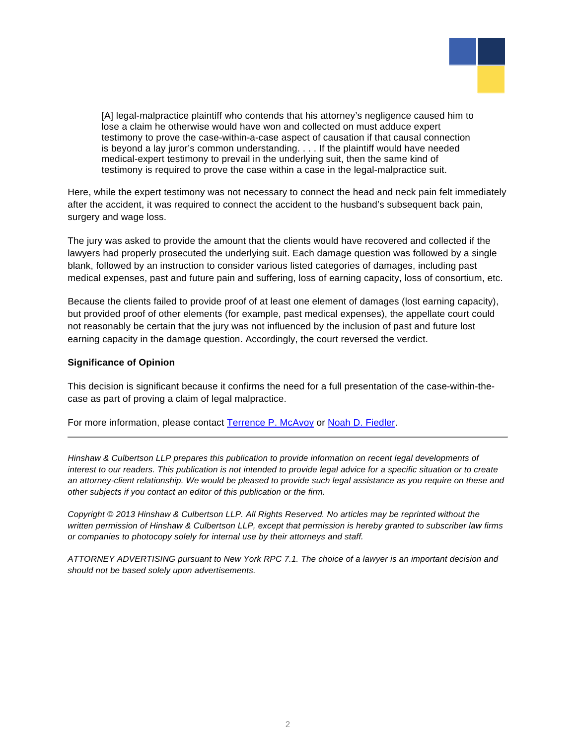> [A] legal-malpractice plaintiff who contends that his attorney's negligence caused him to lose a claim he otherwise would have won and collected on must adduce expert testimony to prove the case-within-a-case aspect of causation if that causal connection is beyond a lay juror's common understanding. . . . If the plaintiff would have needed medical-expert testimony to prevail in the underlying suit, then the same kind of testimony is required to prove the case within a case in the legal-malpractice suit.

Here, while the expert testimony was not necessary to connect the head and neck pain felt immediately after the accident, it was required to connect the accident to the husband's subsequent back pain, surgery and wage loss.

The jury was asked to provide the amount that the clients would have recovered and collected if the lawyers had properly prosecuted the underlying suit. Each damage question was followed by a single blank, followed by an instruction to consider various listed categories of damages, including past medical expenses, past and future pain and suffering, loss of earning capacity, loss of consortium, etc.

Because the clients failed to provide proof of at least one element of damages (lost earning capacity), but provided proof of other elements (for example, past medical expenses), the appellate court could not reasonably be certain that the jury was not influenced by the inclusion of past and future lost earning capacity in the damage question. Accordingly, the court reversed the verdict.

**Significance of Opinion**

This decision is significant because it confirms the need for a full presentation of the case-within-the-case as part of proving a claim of legal malpractice.

For more information, please contact Terrence P. McAvoy or Noah D. Fiedler.

---

*Hinshaw & Culbertson LLP prepares this publication to provide information on recent legal developments of interest to our readers. This publication is not intended to provide legal advice for a specific situation or to create an attorney-client relationship. We would be pleased to provide such legal assistance as you require on these and other subjects if you contact an editor of this publication or the firm.*

*Copyright © 2013 Hinshaw & Culbertson LLP. All Rights Reserved. No articles may be reprinted without the written permission of Hinshaw & Culbertson LLP, except that permission is hereby granted to subscriber law firms or companies to photocopy solely for internal use by their attorneys and staff.*

*ATTORNEY ADVERTISING pursuant to New York RPC 7.1. The choice of a lawyer is an important decision and should not be based solely upon advertisements.*